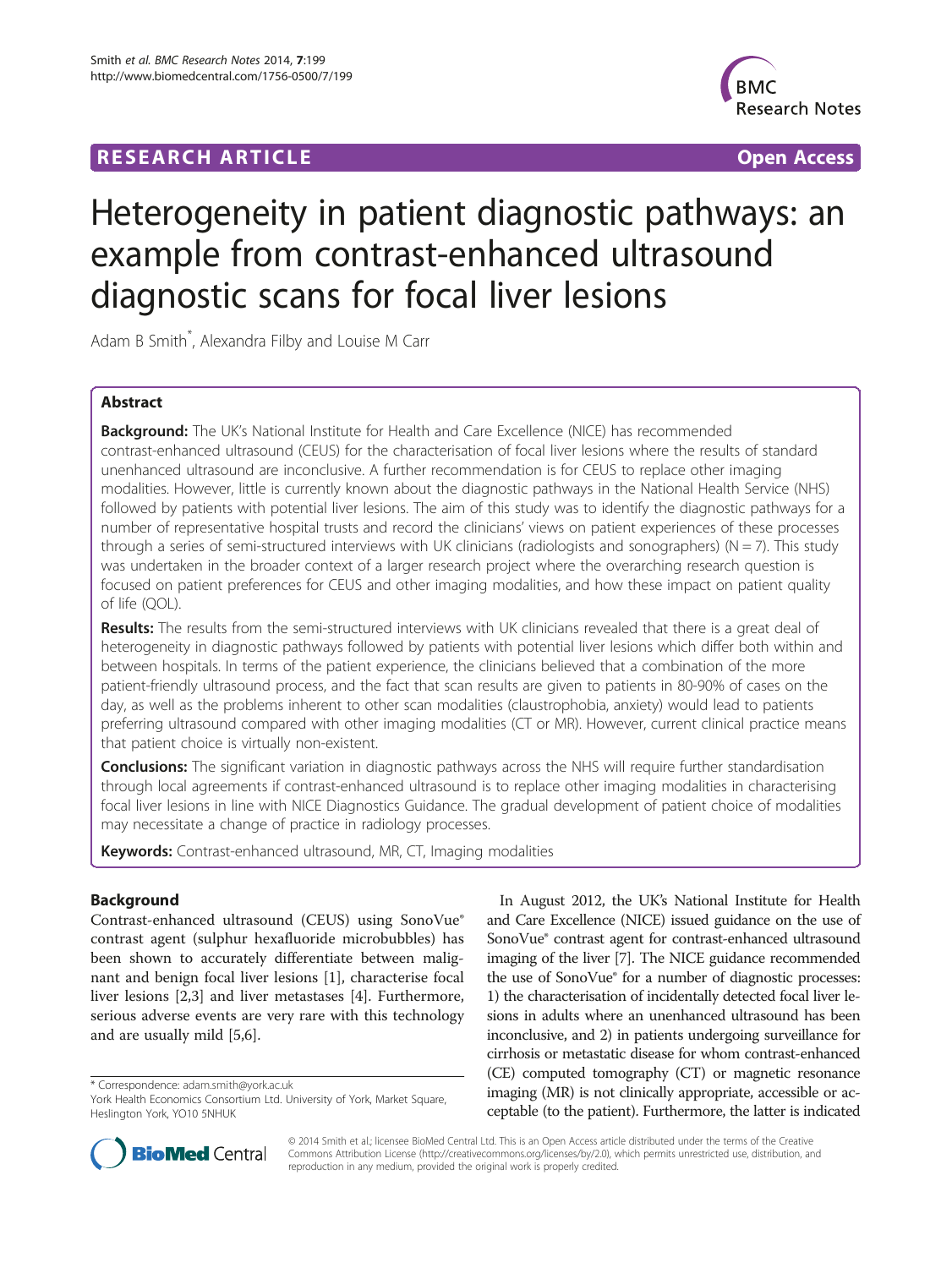RESEARCH ARTICLE Open Access

# Heterogeneity in patient diagnostic pathways: an example from contrast-enhanced ultrasound diagnostic scans for focal liver lesions

Adam B Smith*, Alexandra Filby and Louise M Carr

## Abstract

**Background:** The UK's National Institute for Health and Care Excellence (NICE) has recommended contrast-enhanced ultrasound (CEUS) for the characterisation of focal liver lesions where the results of standard unenhanced ultrasound are inconclusive. A further recommendation is for CEUS to replace other imaging modalities. However, little is currently known about the diagnostic pathways in the National Health Service (NHS) followed by patients with potential liver lesions. The aim of this study was to identify the diagnostic pathways for a number of representative hospital trusts and record the clinicians' views on patient experiences of these processes through a series of semi-structured interviews with UK clinicians (radiologists and sonographers) (N = 7). This study was undertaken in the broader context of a larger research project where the overarching research question is focused on patient preferences for CEUS and other imaging modalities, and how these impact on patient quality of life (QOL).

**Results:** The results from the semi-structured interviews with UK clinicians revealed that there is a great deal of heterogeneity in diagnostic pathways followed by patients with potential liver lesions which differ both within and between hospitals. In terms of the patient experience, the clinicians believed that a combination of the more patient-friendly ultrasound process, and the fact that scan results are given to patients in 80-90% of cases on the day, as well as the problems inherent to other scan modalities (claustrophobia, anxiety) would lead to patients preferring ultrasound compared with other imaging modalities (CT or MR). However, current clinical practice means that patient choice is virtually non-existent.

**Conclusions:** The significant variation in diagnostic pathways across the NHS will require further standardisation through local agreements if contrast-enhanced ultrasound is to replace other imaging modalities in characterising focal liver lesions in line with NICE Diagnostics Guidance. The gradual development of patient choice of modalities may necessitate a change of practice in radiology processes.

**Keywords:** Contrast-enhanced ultrasound, MR, CT, Imaging modalities

## Background

Contrast-enhanced ultrasound (CEUS) using SonoVue® contrast agent (sulphur hexafluoride microbubbles) has been shown to accurately differentiate between malignant and benign focal liver lesions [1], characterise focal liver lesions [2,3] and liver metastases [4]. Furthermore, serious adverse events are very rare with this technology and are usually mild [5,6].

In August 2012, the UK's National Institute for Health and Care Excellence (NICE) issued guidance on the use of SonoVue® contrast agent for contrast-enhanced ultrasound imaging of the liver [7]. The NICE guidance recommended the use of SonoVue® for a number of diagnostic processes: 1) the characterisation of incidentally detected focal liver lesions in adults where an unenhanced ultrasound has been inconclusive, and 2) in patients undergoing surveillance for cirrhosis or metastatic disease for whom contrast-enhanced (CE) computed tomography (CT) or magnetic resonance imaging (MR) is not clinically appropriate, accessible or acceptable (to the patient). Furthermore, the latter is indicated

* Correspondence: adam.smith@york.ac.uk
York Health Economics Consortium Ltd. University of York, Market Square, Heslington York, YO10 5NHUK

© 2014 Smith et al.; licensee BioMed Central Ltd. This is an Open Access article distributed under the terms of the Creative Commons Attribution License (http://creativecommons.org/licenses/by/2.0), which permits unrestricted use, distribution, and reproduction in any medium, provided the original work is properly credited.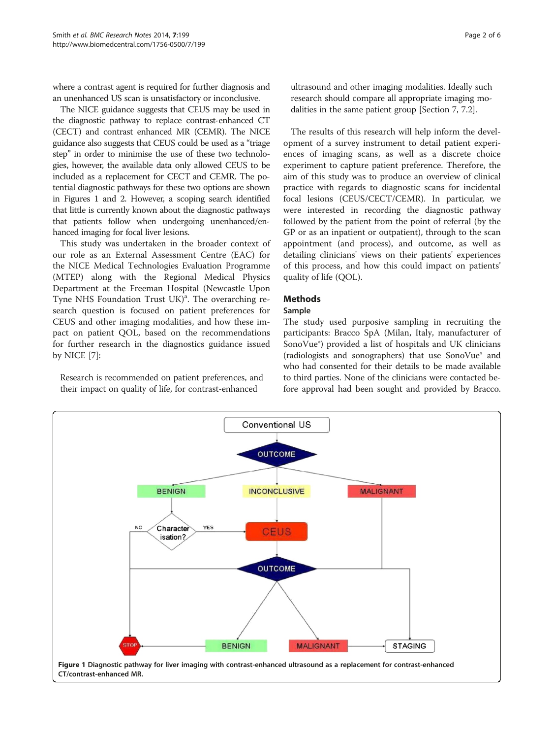where a contrast agent is required for further diagnosis and an unenhanced US scan is unsatisfactory or inconclusive.

The NICE guidance suggests that CEUS may be used in the diagnostic pathway to replace contrast-enhanced CT (CECT) and contrast enhanced MR (CEMR). The NICE guidance also suggests that CEUS could be used as a "triage step" in order to minimise the use of these two technologies, however, the available data only allowed CEUS to be included as a replacement for CECT and CEMR. The potential diagnostic pathways for these two options are shown in Figures 1 and 2. However, a scoping search identified that little is currently known about the diagnostic pathways that patients follow when undergoing unenhanced/enhanced imaging for focal liver lesions.

This study was undertaken in the broader context of our role as an External Assessment Centre (EAC) for the NICE Medical Technologies Evaluation Programme (MTEP) along with the Regional Medical Physics Department at the Freeman Hospital (Newcastle Upon Tyne NHS Foundation Trust UK)[a]. The overarching research question is focused on patient preferences for CEUS and other imaging modalities, and how these impact on patient QOL, based on the recommendations for further research in the diagnostics guidance issued by NICE [7]:

> Research is recommended on patient preferences, and their impact on quality of life, for contrast-enhanced ultrasound and other imaging modalities. Ideally such research should compare all appropriate imaging modalities in the same patient group [Section 7, 7.2].

The results of this research will help inform the development of a survey instrument to detail patient experiences of imaging scans, as well as a discrete choice experiment to capture patient preference. Therefore, the aim of this study was to produce an overview of clinical practice with regards to diagnostic scans for incidental focal lesions (CEUS/CECT/CEMR). In particular, we were interested in recording the diagnostic pathway followed by the patient from the point of referral (by the GP or as an inpatient or outpatient), through to the scan appointment (and process), and outcome, as well as detailing clinicians' views on their patients' experiences of this process, and how this could impact on patients' quality of life (QOL).

## Methods

### Sample

The study used purposive sampling in recruiting the participants: Bracco SpA (Milan, Italy, manufacturer of SonoVue®) provided a list of hospitals and UK clinicians (radiologists and sonographers) that use SonoVue® and who had consented for their details to be made available to third parties. None of the clinicians were contacted before approval had been sought and provided by Bracco.

Conventional US
OUTCOME
BENIGN
INCONCLUSIVE
MALIGNANT
NO
Characterisation?
YES
CEUS
OUTCOME
STOP
BENIGN
MALIGNANT
STAGING

**Figure 1 Diagnostic pathway for liver imaging with contrast-enhanced ultrasound as a replacement for contrast-enhanced CT/contrast-enhanced MR.**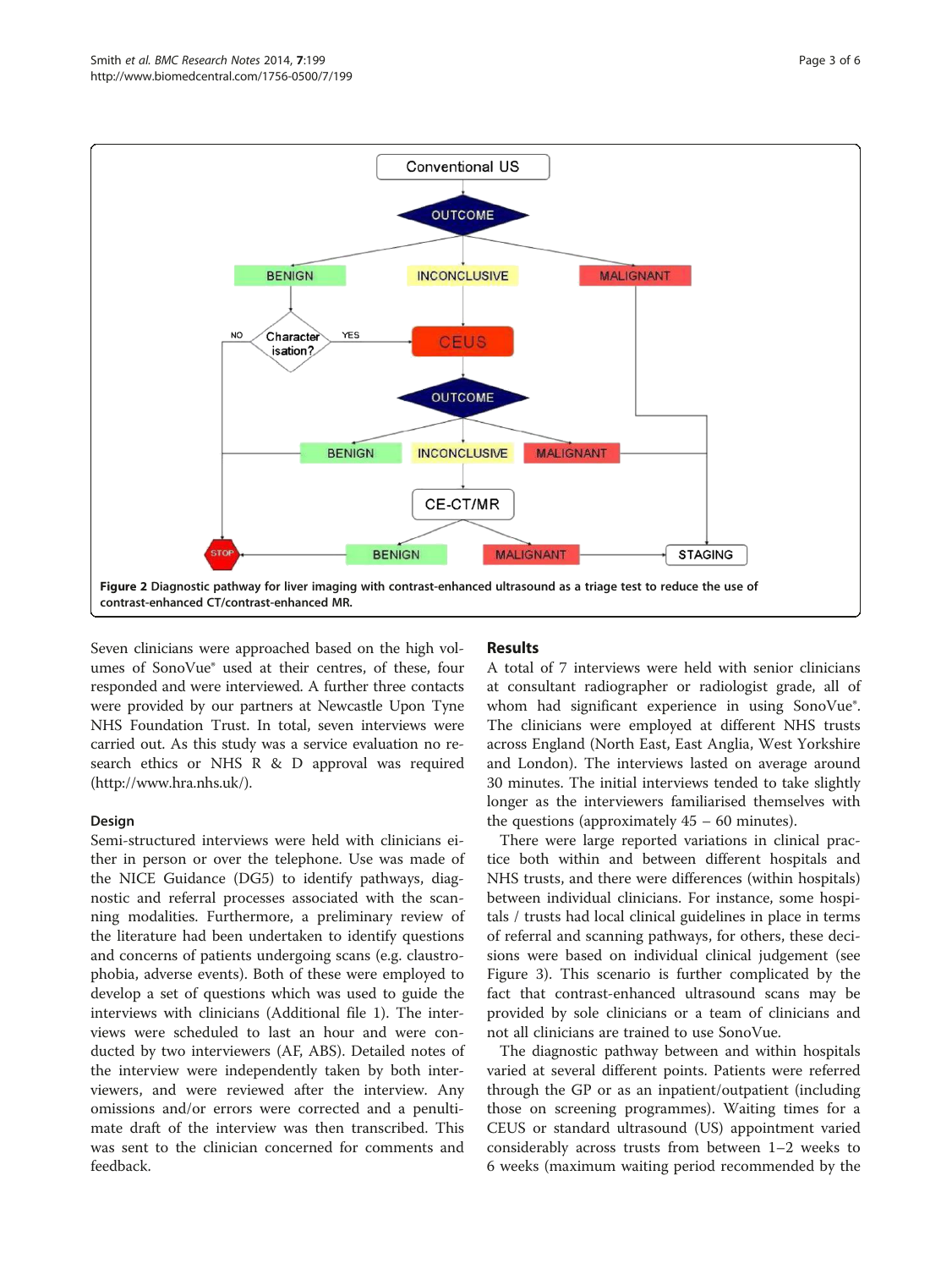**Figure 2** Diagnostic pathway for liver imaging with contrast-enhanced ultrasound as a triage test to reduce the use of contrast-enhanced CT/contrast-enhanced MR.

Seven clinicians were approached based on the high volumes of SonoVue® used at their centres, of these, four responded and were interviewed. A further three contacts were provided by our partners at Newcastle Upon Tyne NHS Foundation Trust. In total, seven interviews were carried out. As this study was a service evaluation no research ethics or NHS R & D approval was required (http://www.hra.nhs.uk/).

### Design

Semi-structured interviews were held with clinicians either in person or over the telephone. Use was made of the NICE Guidance (DG5) to identify pathways, diagnostic and referral processes associated with the scanning modalities. Furthermore, a preliminary review of the literature had been undertaken to identify questions and concerns of patients undergoing scans (e.g. claustrophobia, adverse events). Both of these were employed to develop a set of questions which was used to guide the interviews with clinicians (Additional file 1). The interviews were scheduled to last an hour and were conducted by two interviewers (AF, ABS). Detailed notes of the interview were independently taken by both interviewers, and were reviewed after the interview. Any omissions and/or errors were corrected and a penultimate draft of the interview was then transcribed. This was sent to the clinician concerned for comments and feedback.

## Results

A total of 7 interviews were held with senior clinicians at consultant radiographer or radiologist grade, all of whom had significant experience in using SonoVue®. The clinicians were employed at different NHS trusts across England (North East, East Anglia, West Yorkshire and London). The interviews lasted on average around 30 minutes. The initial interviews tended to take slightly longer as the interviewers familiarised themselves with the questions (approximately 45 – 60 minutes).

There were large reported variations in clinical practice both within and between different hospitals and NHS trusts, and there were differences (within hospitals) between individual clinicians. For instance, some hospitals / trusts had local clinical guidelines in place in terms of referral and scanning pathways, for others, these decisions were based on individual clinical judgement (see Figure 3). This scenario is further complicated by the fact that contrast-enhanced ultrasound scans may be provided by sole clinicians or a team of clinicians and not all clinicians are trained to use SonoVue.

The diagnostic pathway between and within hospitals varied at several different points. Patients were referred through the GP or as an inpatient/outpatient (including those on screening programmes). Waiting times for a CEUS or standard ultrasound (US) appointment varied considerably across trusts from between 1–2 weeks to 6 weeks (maximum waiting period recommended by the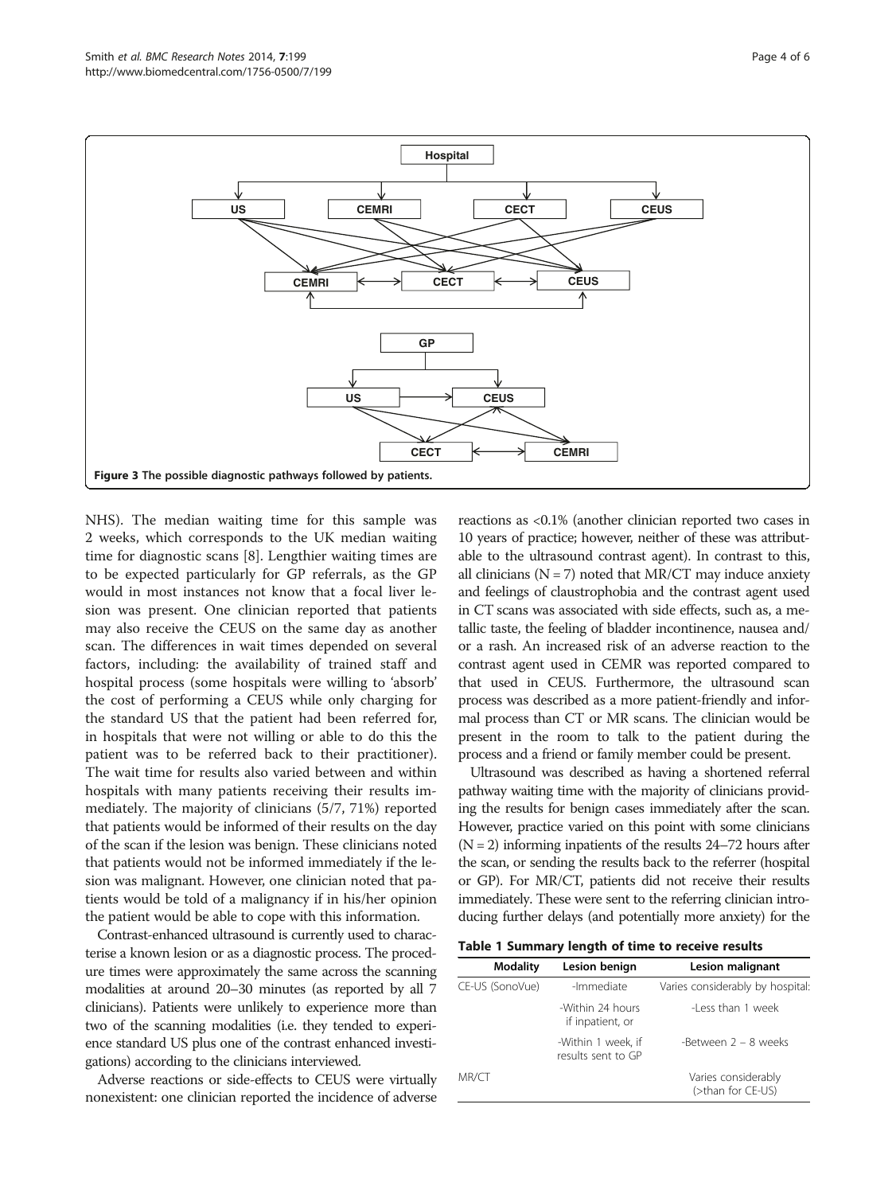Figure 3 The possible diagnostic pathways followed by patients.

NHS). The median waiting time for this sample was 2 weeks, which corresponds to the UK median waiting time for diagnostic scans [8]. Lengthier waiting times are to be expected particularly for GP referrals, as the GP would in most instances not know that a focal liver lesion was present. One clinician reported that patients may also receive the CEUS on the same day as another scan. The differences in wait times depended on several factors, including: the availability of trained staff and hospital process (some hospitals were willing to 'absorb' the cost of performing a CEUS while only charging for the standard US that the patient had been referred for, in hospitals that were not willing or able to do this the patient was to be referred back to their practitioner). The wait time for results also varied between and within hospitals with many patients receiving their results immediately. The majority of clinicians (5/7, 71%) reported that patients would be informed of their results on the day of the scan if the lesion was benign. These clinicians noted that patients would not be informed immediately if the lesion was malignant. However, one clinician noted that patients would be told of a malignancy if in his/her opinion the patient would be able to cope with this information.

Contrast-enhanced ultrasound is currently used to characterise a known lesion or as a diagnostic process. The procedure times were approximately the same across the scanning modalities at around 20–30 minutes (as reported by all 7 clinicians). Patients were unlikely to experience more than two of the scanning modalities (i.e. they tended to experience standard US plus one of the contrast enhanced investigations) according to the clinicians interviewed.

Adverse reactions or side-effects to CEUS were virtually nonexistent: one clinician reported the incidence of adverse reactions as <0.1% (another clinician reported two cases in 10 years of practice; however, neither of these was attributable to the ultrasound contrast agent). In contrast to this, all clinicians (N = 7) noted that MR/CT may induce anxiety and feelings of claustrophobia and the contrast agent used in CT scans was associated with side effects, such as, a metallic taste, the feeling of bladder incontinence, nausea and/or a rash. An increased risk of an adverse reaction to the contrast agent used in CEMR was reported compared to that used in CEUS. Furthermore, the ultrasound scan process was described as a more patient-friendly and informal process than CT or MR scans. The clinician would be present in the room to talk to the patient during the process and a friend or family member could be present.

Ultrasound was described as having a shortened referral pathway waiting time with the majority of clinicians providing the results for benign cases immediately after the scan. However, practice varied on this point with some clinicians (N = 2) informing inpatients of the results 24–72 hours after the scan, or sending the results back to the referrer (hospital or GP). For MR/CT, patients did not receive their results immediately. These were sent to the referring clinician introducing further delays (and potentially more anxiety) for the

**Table 1 Summary length of time to receive results**

| Modality | Lesion benign | Lesion malignant |
|---|---|---|
| CE-US (SonoVue) | -Immediate | Varies considerably by hospital: |
| | -Within 24 hours if inpatient, or | -Less than 1 week |
| | -Within 1 week, if results sent to GP | -Between 2 – 8 weeks |
| MR/CT | | Varies considerably (>than for CE-US) |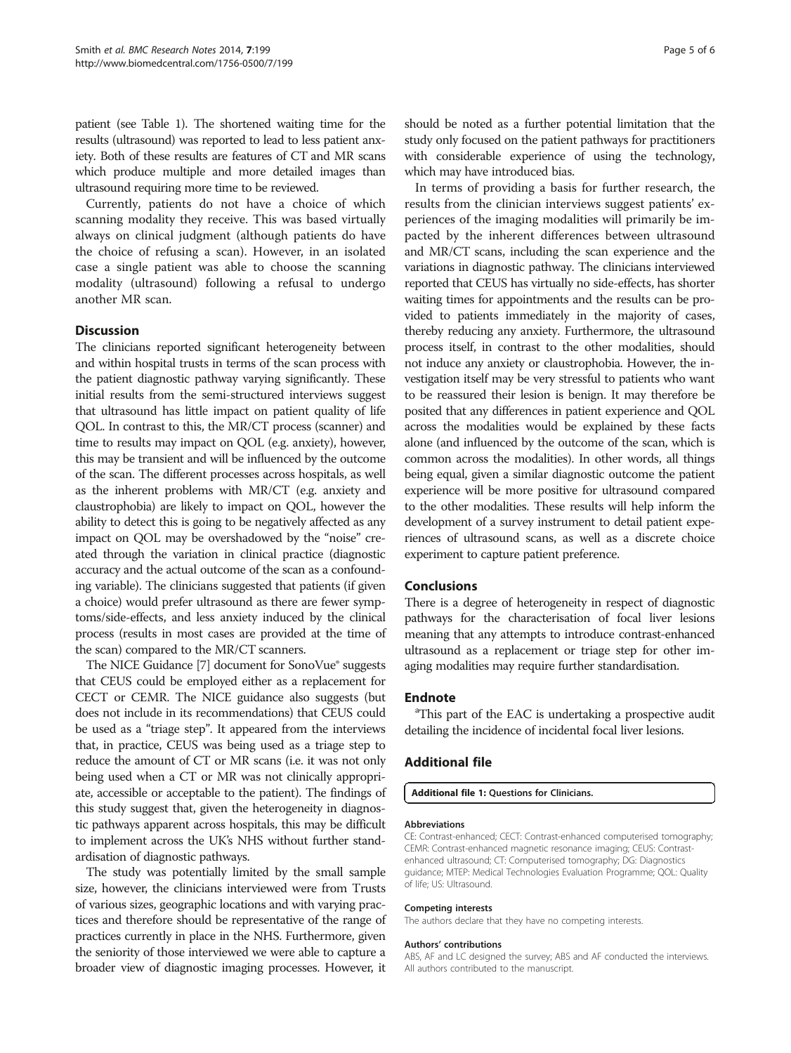patient (see Table 1). The shortened waiting time for the results (ultrasound) was reported to lead to less patient anxiety. Both of these results are features of CT and MR scans which produce multiple and more detailed images than ultrasound requiring more time to be reviewed.

Currently, patients do not have a choice of which scanning modality they receive. This was based virtually always on clinical judgment (although patients do have the choice of refusing a scan). However, in an isolated case a single patient was able to choose the scanning modality (ultrasound) following a refusal to undergo another MR scan.

## Discussion

The clinicians reported significant heterogeneity between and within hospital trusts in terms of the scan process with the patient diagnostic pathway varying significantly. These initial results from the semi-structured interviews suggest that ultrasound has little impact on patient quality of life QOL. In contrast to this, the MR/CT process (scanner) and time to results may impact on QOL (e.g. anxiety), however, this may be transient and will be influenced by the outcome of the scan. The different processes across hospitals, as well as the inherent problems with MR/CT (e.g. anxiety and claustrophobia) are likely to impact on QOL, however the ability to detect this is going to be negatively affected as any impact on QOL may be overshadowed by the "noise" created through the variation in clinical practice (diagnostic accuracy and the actual outcome of the scan as a confounding variable). The clinicians suggested that patients (if given a choice) would prefer ultrasound as there are fewer symptoms/side-effects, and less anxiety induced by the clinical process (results in most cases are provided at the time of the scan) compared to the MR/CT scanners.

The NICE Guidance [7] document for SonoVue® suggests that CEUS could be employed either as a replacement for CECT or CEMR. The NICE guidance also suggests (but does not include in its recommendations) that CEUS could be used as a "triage step". It appeared from the interviews that, in practice, CEUS was being used as a triage step to reduce the amount of CT or MR scans (i.e. it was not only being used when a CT or MR was not clinically appropriate, accessible or acceptable to the patient). The findings of this study suggest that, given the heterogeneity in diagnostic pathways apparent across hospitals, this may be difficult to implement across the UK's NHS without further standardisation of diagnostic pathways.

The study was potentially limited by the small sample size, however, the clinicians interviewed were from Trusts of various sizes, geographic locations and with varying practices and therefore should be representative of the range of practices currently in place in the NHS. Furthermore, given the seniority of those interviewed we were able to capture a broader view of diagnostic imaging processes. However, it should be noted as a further potential limitation that the study only focused on the patient pathways for practitioners with considerable experience of using the technology, which may have introduced bias.

In terms of providing a basis for further research, the results from the clinician interviews suggest patients' experiences of the imaging modalities will primarily be impacted by the inherent differences between ultrasound and MR/CT scans, including the scan experience and the variations in diagnostic pathway. The clinicians interviewed reported that CEUS has virtually no side-effects, has shorter waiting times for appointments and the results can be provided to patients immediately in the majority of cases, thereby reducing any anxiety. Furthermore, the ultrasound process itself, in contrast to the other modalities, should not induce any anxiety or claustrophobia. However, the investigation itself may be very stressful to patients who want to be reassured their lesion is benign. It may therefore be posited that any differences in patient experience and QOL across the modalities would be explained by these facts alone (and influenced by the outcome of the scan, which is common across the modalities). In other words, all things being equal, given a similar diagnostic outcome the patient experience will be more positive for ultrasound compared to the other modalities. These results will help inform the development of a survey instrument to detail patient experiences of ultrasound scans, as well as a discrete choice experiment to capture patient preference.

## Conclusions

There is a degree of heterogeneity in respect of diagnostic pathways for the characterisation of focal liver lesions meaning that any attempts to introduce contrast-enhanced ultrasound as a replacement or triage step for other imaging modalities may require further standardisation.

## Endnote

[a]This part of the EAC is undertaking a prospective audit detailing the incidence of incidental focal liver lesions.

## Additional file

**Additional file 1: Questions for Clinicians.**

#### Abbreviations

CE: Contrast-enhanced; CECT: Contrast-enhanced computerised tomography; CEMR: Contrast-enhanced magnetic resonance imaging; CEUS: Contrast-enhanced ultrasound; CT: Computerised tomography; DG: Diagnostics guidance; MTEP: Medical Technologies Evaluation Programme; QOL: Quality of life; US: Ultrasound.

#### Competing interests

The authors declare that they have no competing interests.

#### Authors' contributions

ABS, AF and LC designed the survey; ABS and AF conducted the interviews. All authors contributed to the manuscript.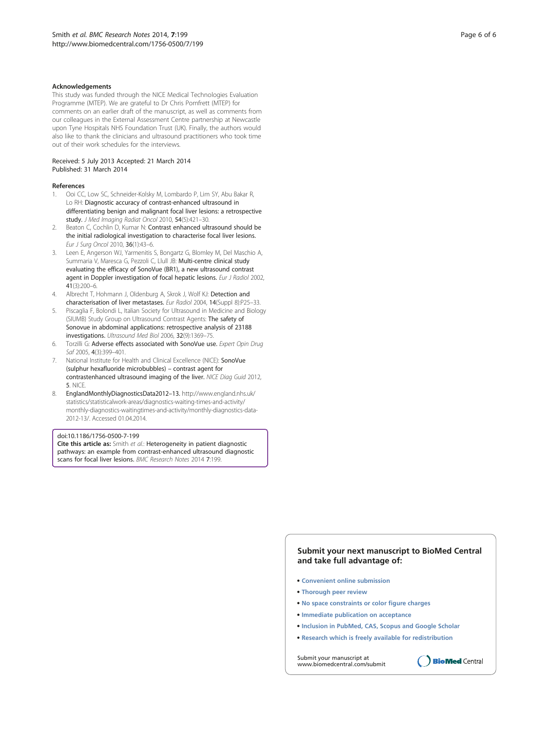### Acknowledgements

This study was funded through the NICE Medical Technologies Evaluation Programme (MTEP). We are grateful to Dr Chris Pomfrett (MTEP) for comments on an earlier draft of the manuscript, as well as comments from our colleagues in the External Assessment Centre partnership at Newcastle upon Tyne Hospitals NHS Foundation Trust (UK). Finally, the authors would also like to thank the clinicians and ultrasound practitioners who took time out of their work schedules for the interviews.

Received: 5 July 2013 Accepted: 21 March 2014
Published: 31 March 2014

### References

1. Ooi CC, Low SC, Schneider-Kolsky M, Lombardo P, Lim SY, Abu Bakar R, Lo RH: **Diagnostic accuracy of contrast-enhanced ultrasound in differentiating benign and malignant focal liver lesions: a retrospective study.** *J Med Imaging Radiat Oncol* 2010, **54**(5):421–30.
2. Beaton C, Cochlin D, Kumar N: **Contrast enhanced ultrasound should be the initial radiological investigation to characterise focal liver lesions.** *Eur J Surg Oncol* 2010, **36**(1):43–6.
3. Leen E, Angerson WJ, Yarmenitis S, Bongartz G, Blomley M, Del Maschio A, Summaria V, Maresca G, Pezzoli C, Llull JB: **Multi-centre clinical study evaluating the efficacy of SonoVue (BR1), a new ultrasound contrast agent in Doppler investigation of focal hepatic lesions.** *Eur J Radiol* 2002, **41**(3):200–6.
4. Albrecht T, Hohmann J, Oldenburg A, Skrok J, Wolf KJ: **Detection and characterisation of liver metastases.** *Eur Radiol* 2004, **14**(Suppl 8):P25–33.
5. Piscaglia F, Bolondi L, Italian Society for Ultrasound in Medicine and Biology (SIUMB) Study Group on Ultrasound Contrast Agents: **The safety of Sonovue in abdominal applications: retrospective analysis of 23188 investigations.** *Ultrasound Med Biol* 2006, **32**(9):1369–75.
6. Torzilli G: **Adverse effects associated with SonoVue use.** *Expert Opin Drug Saf* 2005, **4**(3):399–401.
7. National Institute for Health and Clinical Excellence (NICE): **SonoVue (sulphur hexafluoride microbubbles) – contrast agent for contrastenhanced ultrasound imaging of the liver.** *NICE Diag Guid* 2012, **5**. NICE.
8. **EnglandMonthlyDiagnosticsData2012–13.** http://www.england.nhs.uk/statistics/statisticalwork-areas/diagnostics-waiting-times-and-activity/monthly-diagnostics-waitingtimes-and-activity/monthly-diagnostics-data-2012-13/. Accessed 01.04.2014.

doi:10.1186/1756-0500-7-199
**Cite this article as:** Smith *et al.*: Heterogeneity in patient diagnostic pathways: an example from contrast-enhanced ultrasound diagnostic scans for focal liver lesions. *BMC Research Notes* 2014 **7**:199.

**Submit your next manuscript to BioMed Central and take full advantage of:**

- **Convenient online submission**
- **Thorough peer review**
- **No space constraints or color figure charges**
- **Immediate publication on acceptance**
- **Inclusion in PubMed, CAS, Scopus and Google Scholar**
- **Research which is freely available for redistribution**

Submit your manuscript at
www.biomedcentral.com/submit

BioMed Central